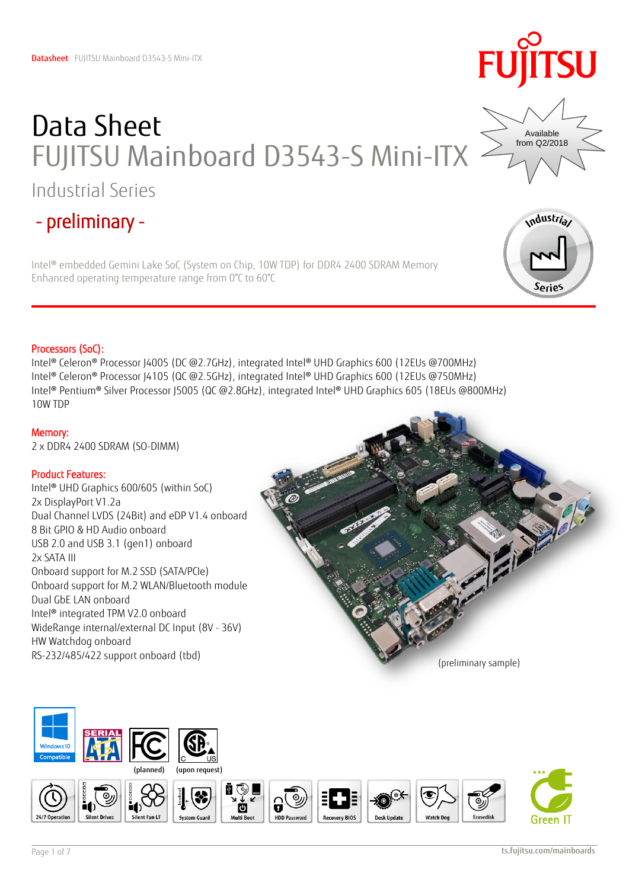# Data Sheet

## FUJITSU Mainboard D3543-S Mini-ITX

### Industrial Series

## - preliminary -

Available from Q2/2018

Intel® embedded Gemini Lake SoC (System on Chip, 10W TDP) for DDR4 2400 SDRAM Memory
Enhanced operating temperature range from 0°C to 60°C

**Processors (SoC):**

Intel® Celeron® Processor J4005 (DC @2.7GHz), integrated Intel® UHD Graphics 600 (12EUs @700MHz)
Intel® Celeron® Processor J4105 (QC @2.5GHz), integrated Intel® UHD Graphics 600 (12EUs @750MHz)
Intel® Pentium® Silver Processor J5005 (QC @2.8GHz), integrated Intel® UHD Graphics 605 (18EUs @800MHz)
10W TDP

**Memory:**

2 x DDR4 2400 SDRAM (SO-DIMM)

**Product Features:**

Intel® UHD Graphics 600/605 (within SoC)
2x DisplayPort V1.2a
Dual Channel LVDS (24Bit) and eDP V1.4 onboard
8 Bit GPIO & HD Audio onboard
USB 2.0 and USB 3.1 (gen1) onboard
2x SATA III
Onboard support for M.2 SSD (SATA/PCIe)
Onboard support for M.2 WLAN/Bluetooth module
Dual GbE LAN onboard
Intel® integrated TPM V2.0 onboard
WideRange internal/external DC Input (8V - 36V)
HW Watchdog onboard
RS-232/485/422 support onboard (tbd)

(preliminary sample)

Windows 10 Compatible | SERIAL ATA | FC (planned) | CSA C US (upon request)

24/7 Operation | Silent Drives | Silent Fan LT | System Guard | Multi Boot | HDD Password | Recovery BIOS | Desk Update | Watch Dog | Erasedisk | Green IT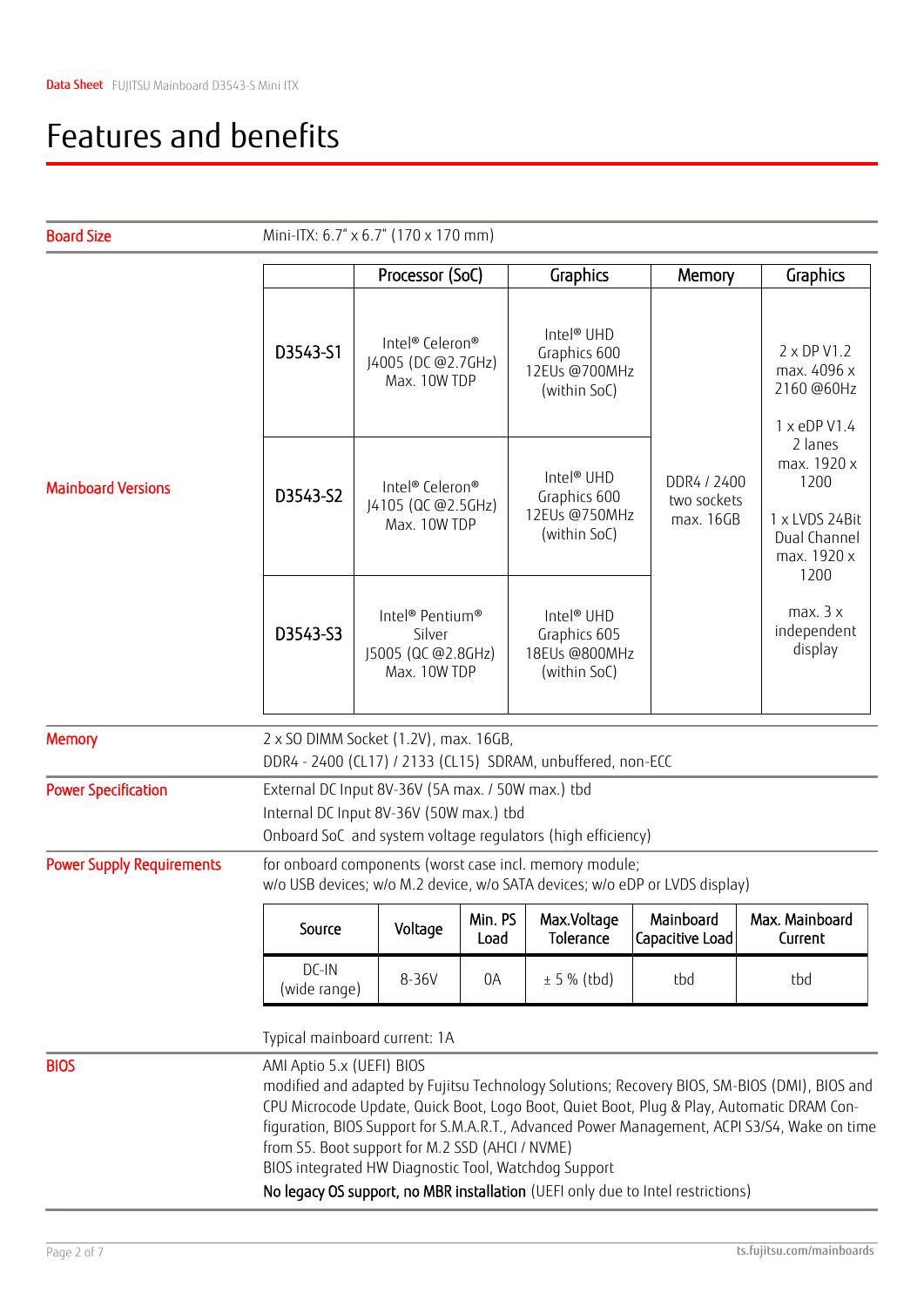# Features and benefits

**Board Size**

Mini-ITX: 6.7" x 6.7" (170 x 170 mm)

**Mainboard Versions**

| | Processor (SoC) | Graphics | Memory | Graphics |
|---|---|---|---|---|
| D3543-S1 | Intel® Celeron® J4005 (DC @2.7GHz) Max. 10W TDP | Intel® UHD Graphics 600 12EUs @700MHz (within SoC) | DDR4 / 2400 two sockets max. 16GB | 2 x DP V1.2 max. 4096 x 2160 @60Hz<br><br>1 x eDP V1.4 2 lanes max. 1920 x 1200<br><br>1 x LVDS 24Bit Dual Channel max. 1920 x 1200<br><br>max. 3 x independent display |
| D3543-S2 | Intel® Celeron® J4105 (QC @2.5GHz) Max. 10W TDP | Intel® UHD Graphics 600 12EUs @750MHz (within SoC) | | |
| D3543-S3 | Intel® Pentium® Silver J5005 (QC @2.8GHz) Max. 10W TDP | Intel® UHD Graphics 605 18EUs @800MHz (within SoC) | | |

**Memory**

2 x SO DIMM Socket (1.2V), max. 16GB,
DDR4 - 2400 (CL17) / 2133 (CL15) SDRAM, unbuffered, non-ECC

**Power Specification**

External DC Input 8V-36V (5A max. / 50W max.) tbd
Internal DC Input 8V-36V (50W max.) tbd
Onboard SoC and system voltage regulators (high efficiency)

**Power Supply Requirements**

for onboard components (worst case incl. memory module;
w/o USB devices; w/o M.2 device, w/o SATA devices; w/o eDP or LVDS display)

| Source | Voltage | Min. PS Load | Max.Voltage Tolerance | Mainboard Capacitive Load | Max. Mainboard Current |
|---|---|---|---|---|---|
| DC-IN (wide range) | 8-36V | 0A | ± 5 % (tbd) | tbd | tbd |

Typical mainboard current: 1A

**BIOS**

AMI Aptio 5.x (UEFI) BIOS
modified and adapted by Fujitsu Technology Solutions; Recovery BIOS, SM-BIOS (DMI), BIOS and CPU Microcode Update, Quick Boot, Logo Boot, Quiet Boot, Plug & Play, Automatic DRAM Configuration, BIOS Support for S.M.A.R.T., Advanced Power Management, ACPI S3/S4, Wake on time from S5. Boot support for M.2 SSD (AHCI / NVME)
BIOS integrated HW Diagnostic Tool, Watchdog Support
**No legacy OS support, no MBR installation** (UEFI only due to Intel restrictions)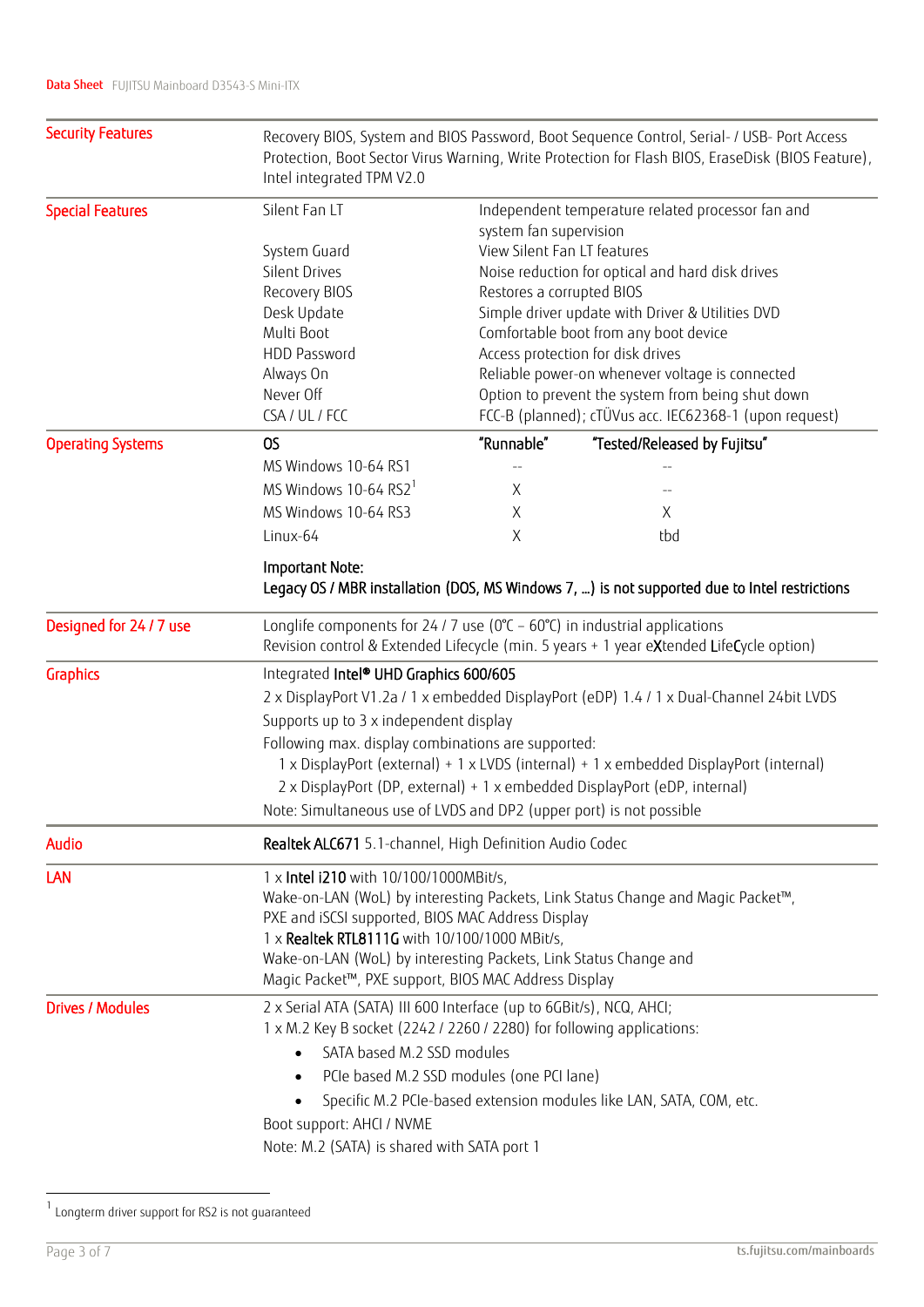| | | |
|---|---|---|
| **Security Features** | Recovery BIOS, System and BIOS Password, Boot Sequence Control, Serial- / USB- Port Access Protection, Boot Sector Virus Warning, Write Protection for Flash BIOS, EraseDisk (BIOS Feature), Intel integrated TPM V2.0 | |
| **Special Features** | Silent Fan LT | Independent temperature related processor fan and system fan supervision |
| | System Guard | View Silent Fan LT features |
| | Silent Drives | Noise reduction for optical and hard disk drives |
| | Recovery BIOS | Restores a corrupted BIOS |
| | Desk Update | Simple driver update with Driver & Utilities DVD |
| | Multi Boot | Comfortable boot from any boot device |
| | HDD Password | Access protection for disk drives |
| | Always On | Reliable power-on whenever voltage is connected |
| | Never Off | Option to prevent the system from being shut down |
| | CSA / UL / FCC | FCC-B (planned); cTÜVus acc. IEC62368-1 (upon request) |

**Operating Systems**

| OS | "Runnable" | "Tested/Released by Fujitsu" |
|---|---|---|
| MS Windows 10-64 RS1 | -- | -- |
| MS Windows 10-64 RS2[1] | X | -- |
| MS Windows 10-64 RS3 | X | X |
| Linux-64 | X | tbd |

**Important Note:**
**Legacy OS / MBR installation (DOS, MS Windows 7, ...) is not supported due to Intel restrictions**

**Designed for 24 / 7 use**

Longlife components for 24 / 7 use (0°C – 60°C) in industrial applications
Revision control & Extended Lifecycle (min. 5 years + 1 year eXtended LifeCycle option)

**Graphics**

Integrated **Intel® UHD Graphics 600/605**

2 x DisplayPort V1.2a / 1 x embedded DisplayPort (eDP) 1.4 / 1 x Dual-Channel 24bit LVDS

Supports up to 3 x independent display

Following max. display combinations are supported:
- 1 x DisplayPort (external) + 1 x LVDS (internal) + 1 x embedded DisplayPort (internal)
- 2 x DisplayPort (DP, external) + 1 x embedded DisplayPort (eDP, internal)

Note: Simultaneous use of LVDS and DP2 (upper port) is not possible

**Audio**

**Realtek ALC671** 5.1-channel, High Definition Audio Codec

**LAN**

1 x **Intel i210** with 10/100/1000MBit/s,
Wake-on-LAN (WoL) by interesting Packets, Link Status Change and Magic Packet™,
PXE and iSCSI supported, BIOS MAC Address Display
1 x **Realtek RTL8111G** with 10/100/1000 MBit/s,
Wake-on-LAN (WoL) by interesting Packets, Link Status Change and
Magic Packet™, PXE support, BIOS MAC Address Display

**Drives / Modules**

2 x Serial ATA (SATA) III 600 Interface (up to 6GBit/s), NCQ, AHCI;
1 x M.2 Key B socket (2242 / 2260 / 2280) for following applications:

- SATA based M.2 SSD modules
- PCIe based M.2 SSD modules (one PCI lane)
- Specific M.2 PCIe-based extension modules like LAN, SATA, COM, etc.

Boot support: AHCI / NVME

Note: M.2 (SATA) is shared with SATA port 1

[1] Longterm driver support for RS2 is not guaranteed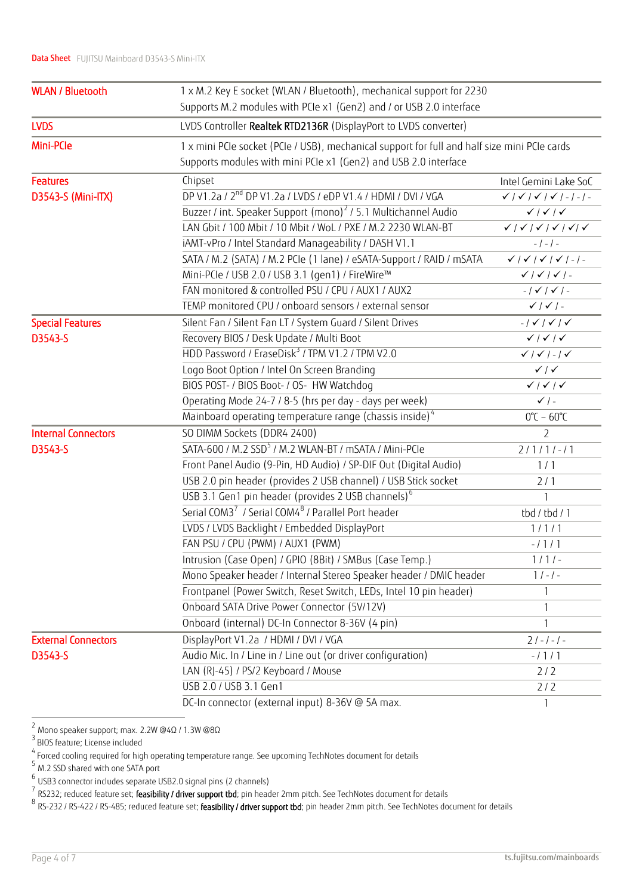| | | |
|---|---|---|
| **WLAN / Bluetooth** | 1 x M.2 Key E socket (WLAN / Bluetooth), mechanical support for 2230<br>Supports M.2 modules with PCIe x1 (Gen2) and / or USB 2.0 interface | |
| **LVDS** | LVDS Controller **Realtek RTD2136R** (DisplayPort to LVDS converter) | |
| **Mini-PCIe** | 1 x mini PCIe socket (PCIe / USB), mechanical support for full and half size mini PCIe cards<br>Supports modules with mini PCIe x1 (Gen2) and USB 2.0 interface | |
| **Features D3543-S (Mini-ITX)** | Chipset | Intel Gemini Lake SoC |
| | DP V1.2a / 2nd DP V1.2a / LVDS / eDP V1.4 / HDMI / DVI / VGA | ✓ / ✓ / ✓ / ✓ / - / - / - |
| | Buzzer / int. Speaker Support (mono)[2] / 5.1 Multichannel Audio | ✓ / ✓ / ✓ |
| | LAN Gbit / 100 Mbit / 10 Mbit / WoL / PXE / M.2 2230 WLAN-BT | ✓ / ✓ / ✓ / ✓ / ✓ / ✓ |
| | iAMT-vPro / Intel Standard Manageability / DASH V1.1 | - / - / - |
| | SATA / M.2 (SATA) / M.2 PCIe (1 lane) / eSATA-Support / RAID / mSATA | ✓ / ✓ / ✓ / ✓ / - / - |
| | Mini-PCIe / USB 2.0 / USB 3.1 (gen1) / FireWire™ | ✓ / ✓ / ✓ / - |
| | FAN monitored & controlled PSU / CPU / AUX1 / AUX2 | - / ✓ / ✓ / - |
| | TEMP monitored CPU / onboard sensors / external sensor | ✓ / ✓ / - |
| **Special Features D3543-S** | Silent Fan / Silent Fan LT / System Guard / Silent Drives | - / ✓ / ✓ / ✓ |
| | Recovery BIOS / Desk Update / Multi Boot | ✓ / ✓ / ✓ |
| | HDD Password / EraseDisk[3] / TPM V1.2 / TPM V2.0 | ✓ / ✓ / - / ✓ |
| | Logo Boot Option / Intel On Screen Branding | ✓ / ✓ |
| | BIOS POST- / BIOS Boot- / OS- HW Watchdog | ✓ / ✓ / ✓ |
| | Operating Mode 24-7 / 8-5 (hrs per day - days per week) | ✓ / - |
| | Mainboard operating temperature range (chassis inside)[4] | 0°C – 60°C |
| **Internal Connectors D3543-S** | SO DIMM Sockets (DDR4 2400) | 2 |
| | SATA-600 / M.2 SSD[5] / M.2 WLAN-BT / mSATA / Mini-PCIe | 2 / 1 / 1 / - / 1 |
| | Front Panel Audio (9-Pin, HD Audio) / SP-DIF Out (Digital Audio) | 1 / 1 |
| | USB 2.0 pin header (provides 2 USB channel) / USB Stick socket | 2 / 1 |
| | USB 3.1 Gen1 pin header (provides 2 USB channels)[6] | 1 |
| | Serial COM3[7] / Serial COM4[8] / Parallel Port header | tbd / tbd / 1 |
| | LVDS / LVDS Backlight / Embedded DisplayPort | 1 / 1 / 1 |
| | FAN PSU / CPU (PWM) / AUX1 (PWM) | - / 1 / 1 |
| | Intrusion (Case Open) / GPIO (8Bit) / SMBus (Case Temp.) | 1 / 1 / - |
| | Mono Speaker header / Internal Stereo Speaker header / DMIC header | 1 / - / - |
| | Frontpanel (Power Switch, Reset Switch, LEDs, Intel 10 pin header) | 1 |
| | Onboard SATA Drive Power Connector (5V/12V) | 1 |
| | Onboard (internal) DC-In Connector 8-36V (4 pin) | 1 |
| **External Connectors D3543-S** | DisplayPort V1.2a / HDMI / DVI / VGA | 2 / - / - / - |
| | Audio Mic. In / Line in / Line out (or driver configuration) | - / 1 / 1 |
| | LAN (RJ-45) / PS/2 Keyboard / Mouse | 2 / 2 |
| | USB 2.0 / USB 3.1 Gen1 | 2 / 2 |
| | DC-In connector (external input) 8-36V @ 5A max. | 1 |

[2] Mono speaker support; max. 2.2W @4Ω / 1.3W @8Ω
[3] BIOS feature; License included
[4] Forced cooling required for high operating temperature range. See upcoming TechNotes document for details
[5] M.2 SSD shared with one SATA port
[6] USB3 connector includes separate USB2.0 signal pins (2 channels)
[7] RS232; reduced feature set; **feasibility / driver support tbd**; pin header 2mm pitch. See TechNotes document for details
[8] RS-232 / RS-422 / RS-485; reduced feature set; **feasibility / driver support tbd**; pin header 2mm pitch. See TechNotes document for details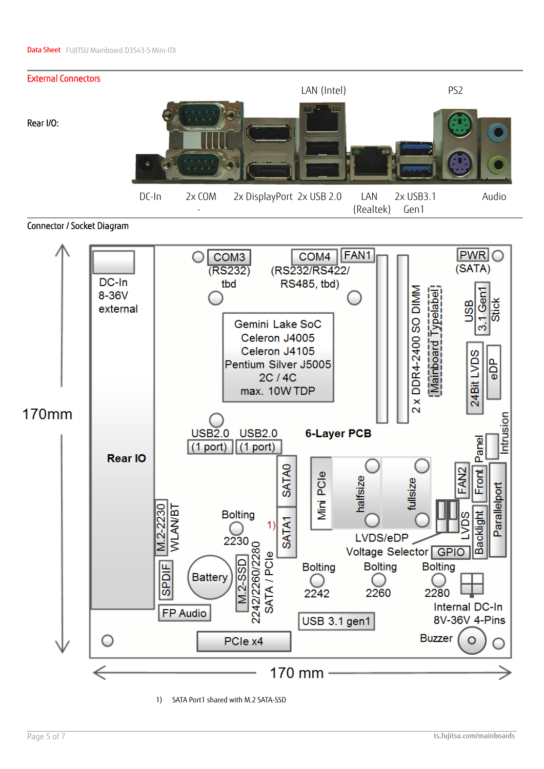## External Connectors

Rear I/O:

LAN (Intel) PS2

DC-In 2x COM 2x DisplayPort 2x USB 2.0 LAN (Realtek) 2x USB3.1 Gen1 Audio

Connector / Socket Diagram

DC-In 8-36V external

COM3 (RS232) tbd

COM4 (RS232/RS422/ RS485, tbd)

FAN1

PWR (SATA)

2 x DDR4-2400 SO DIMM

Mainboard Typelabel

USB 3.1 Gen1 Stick

Gemini Lake SoC
Celeron J4005
Celeron J4105
Pentium Silver J5005
2C / 4C
max. 10W TDP

24Bit LVDS

eDP

170mm

USB2.0 (1 port) USB2.0 (1 port)

6-Layer PCB

Intrusion

Rear IO

SATA0

Mini PCIe halfsize fullsize

Front Panel

FAN2

Parallelport

Bolting 2230

1)

SATA1

M.2-2230 WLAN/BT

LVDS/eDP Voltage Selector

GPIO

LVDS Backlight

SPDIF

Battery

M.2-SSD 2242/2260/2280 SATA / PCIe

Bolting 2242

Bolting 2260

Bolting 2280

Internal DC-In 8V-36V 4-Pins

FP Audio

USB 3.1 gen1

Buzzer

PCIe x4

170 mm

1) SATA Port1 shared with M.2 SATA-SSD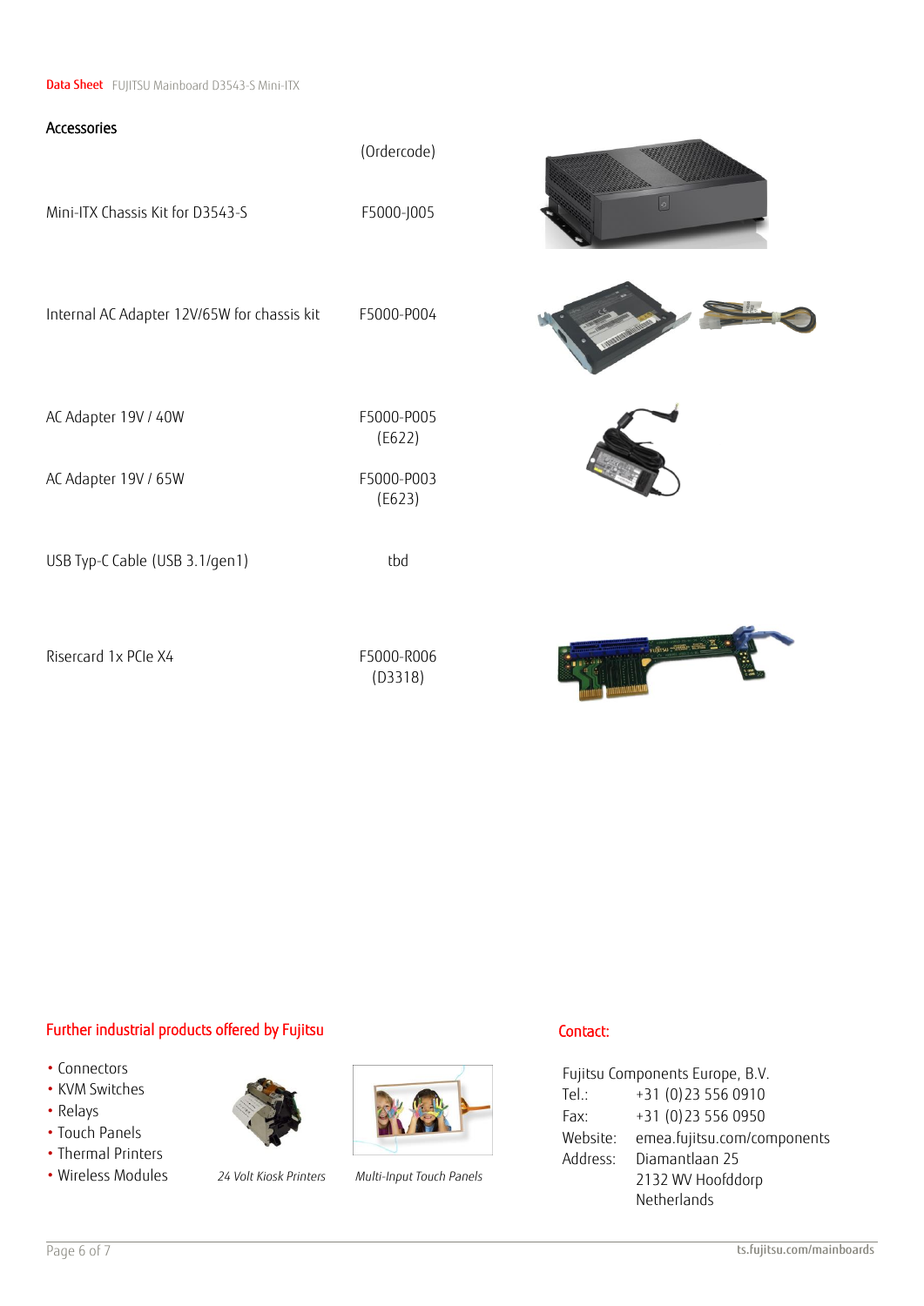## Accessories

| | (Ordercode) |
|---|---|
| Mini-ITX Chassis Kit for D3543-S | F5000-J005 |
| Internal AC Adapter 12V/65W for chassis kit | F5000-P004 |
| AC Adapter 19V / 40W | F5000-P005 (E622) |
| AC Adapter 19V / 65W | F5000-P003 (E623) |
| USB Typ-C Cable (USB 3.1/gen1) | tbd |
| Risercard 1x PCIe X4 | F5000-R006 (D3318) |

## Further industrial products offered by Fujitsu

- Connectors
- KVM Switches
- Relays
- Touch Panels
- Thermal Printers
- Wireless Modules

*24 Volt Kiosk Printers*

*Multi-Input Touch Panels*

## Contact:

Fujitsu Components Europe, B.V.

| | |
|---|---|
| Tel.: | +31 (0)23 556 0910 |
| Fax: | +31 (0)23 556 0950 |
| Website: | emea.fujitsu.com/components |
| Address: | Diamantlaan 25<br>2132 WV Hoofddorp<br>Netherlands |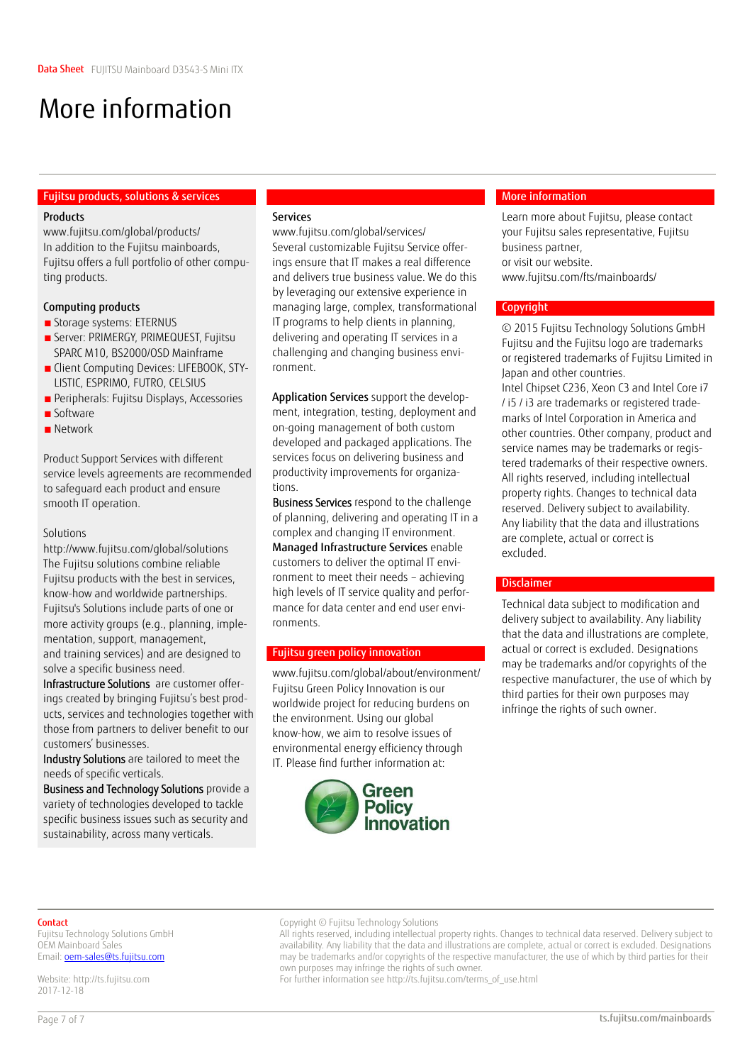# More information

## Fujitsu products, solutions & services

### Products

www.fujitsu.com/global/products/
In addition to the Fujitsu mainboards, Fujitsu offers a full portfolio of other computing products.

### Computing products

- Storage systems: ETERNUS
- Server: PRIMERGY, PRIMEQUEST, Fujitsu SPARC M10, BS2000/OSD Mainframe
- Client Computing Devices: LIFEBOOK, STYLISTIC, ESPRIMO, FUTRO, CELSIUS
- Peripherals: Fujitsu Displays, Accessories
- Software
- Network

Product Support Services with different service levels agreements are recommended to safeguard each product and ensure smooth IT operation.

### Solutions

http://www.fujitsu.com/global/solutions
The Fujitsu solutions combine reliable Fujitsu products with the best in services, know-how and worldwide partnerships.
Fujitsu's Solutions include parts of one or more activity groups (e.g., planning, implementation, support, management, and training services) and are designed to solve a specific business need.

**Infrastructure Solutions** are customer offerings created by bringing Fujitsu's best products, services and technologies together with those from partners to deliver benefit to our customers' businesses.

**Industry Solutions** are tailored to meet the needs of specific verticals.

**Business and Technology Solutions** provide a variety of technologies developed to tackle specific business issues such as security and sustainability, across many verticals.

### Services

www.fujitsu.com/global/services/
Several customizable Fujitsu Service offerings ensure that IT makes a real difference and delivers true business value. We do this by leveraging our extensive experience in managing large, complex, transformational IT programs to help clients in planning, delivering and operating IT services in a challenging and changing business environment.

**Application Services** support the development, integration, testing, deployment and on-going management of both custom developed and packaged applications. The services focus on delivering business and productivity improvements for organizations.

**Business Services** respond to the challenge of planning, delivering and operating IT in a complex and changing IT environment.

**Managed Infrastructure Services** enable customers to deliver the optimal IT environment to meet their needs – achieving high levels of IT service quality and performance for data center and end user environments.

## Fujitsu green policy innovation

www.fujitsu.com/global/about/environment/
Fujitsu Green Policy Innovation is our worldwide project for reducing burdens on the environment. Using our global know-how, we aim to resolve issues of environmental energy efficiency through IT. Please find further information at:

Green Policy Innovation

## More information

Learn more about Fujitsu, please contact your Fujitsu sales representative, Fujitsu business partner,
or visit our website.
www.fujitsu.com/fts/mainboards/

## Copyright

© 2015 Fujitsu Technology Solutions GmbH
Fujitsu and the Fujitsu logo are trademarks or registered trademarks of Fujitsu Limited in Japan and other countries.
Intel Chipset C236, Xeon C3 and Intel Core i7 / i5 / i3 are trademarks or registered trademarks of Intel Corporation in America and other countries. Other company, product and service names may be trademarks or registered trademarks of their respective owners. All rights reserved, including intellectual property rights. Changes to technical data reserved. Delivery subject to availability. Any liability that the data and illustrations are complete, actual or correct is excluded.

## Disclaimer

Technical data subject to modification and delivery subject to availability. Any liability that the data and illustrations are complete, actual or correct is excluded. Designations may be trademarks and/or copyrights of the respective manufacturer, the use of which by third parties for their own purposes may infringe the rights of such owner.

---

**Contact**
Fujitsu Technology Solutions GmbH
OEM Mainboard Sales
Email: oem-sales@ts.fujitsu.com

Website: http://ts.fujitsu.com
2017-12-18

Copyright © Fujitsu Technology Solutions
All rights reserved, including intellectual property rights. Changes to technical data reserved. Delivery subject to availability. Any liability that the data and illustrations are complete, actual or correct is excluded. Designations may be trademarks and/or copyrights of the respective manufacturer, the use of which by third parties for their own purposes may infringe the rights of such owner.
For further information see http://ts.fujitsu.com/terms_of_use.html